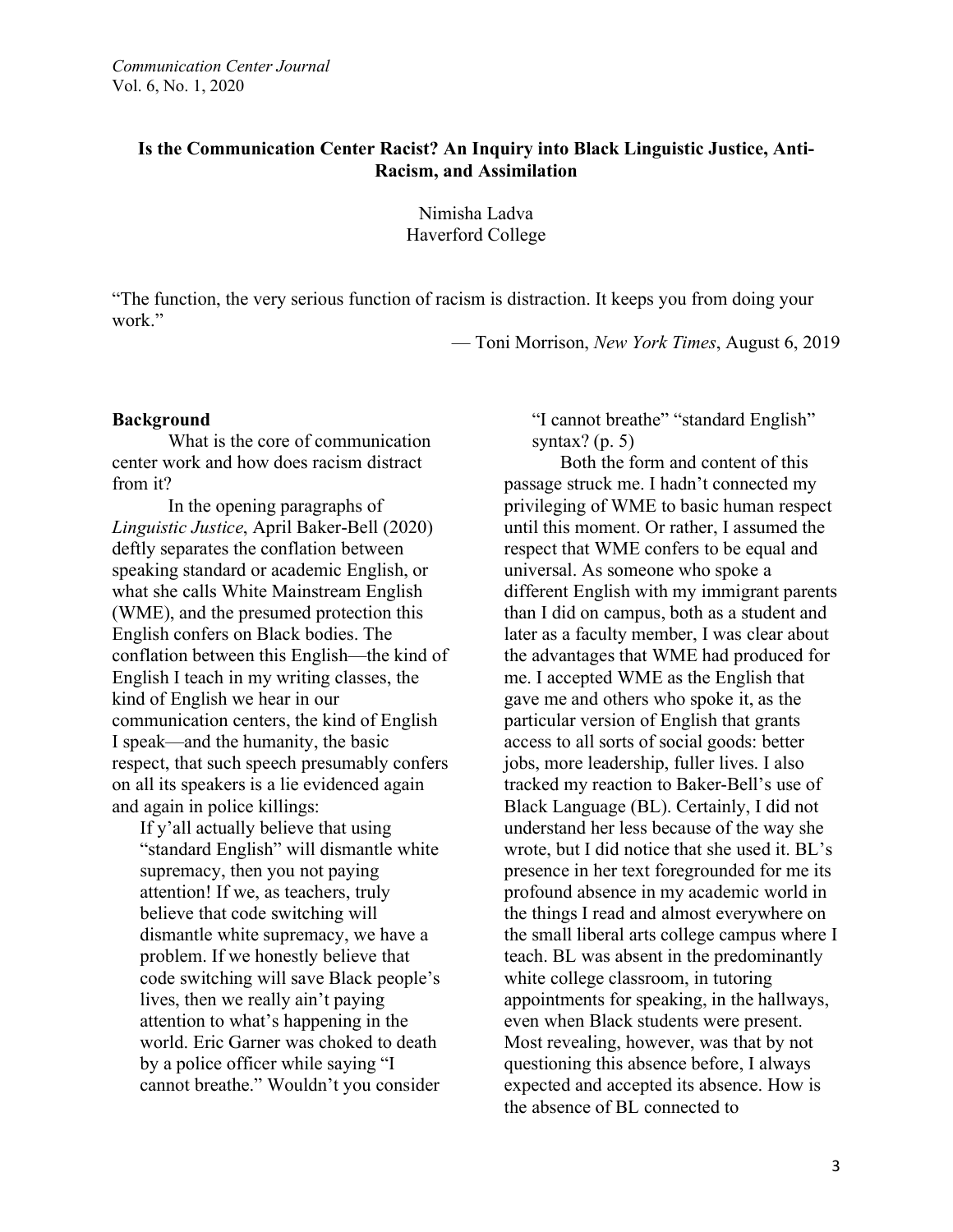# Is the Communication Center Racist? An Inquiry into Black Linguistic Justice, Anti-Racism, and Assimilation

Nimisha Ladva
Haverford College

> "The function, the very serious function of racism is distraction. It keeps you from doing your work."
>
> — Toni Morrison, *New York Times*, August 6, 2019

## Background

What is the core of communication center work and how does racism distract from it?

In the opening paragraphs of *Linguistic Justice*, April Baker-Bell (2020) deftly separates the conflation between speaking standard or academic English, or what she calls White Mainstream English (WME), and the presumed protection this English confers on Black bodies. The conflation between this English—the kind of English I teach in my writing classes, the kind of English we hear in our communication centers, the kind of English I speak—and the humanity, the basic respect, that such speech presumably confers on all its speakers is a lie evidenced again and again in police killings:

> If y'all actually believe that using "standard English" will dismantle white supremacy, then you not paying attention! If we, as teachers, truly believe that code switching will dismantle white supremacy, we have a problem. If we honestly believe that code switching will save Black people's lives, then we really ain't paying attention to what's happening in the world. Eric Garner was choked to death by a police officer while saying "I cannot breathe." Wouldn't you consider "I cannot breathe" "standard English" syntax? (p. 5)

Both the form and content of this passage struck me. I hadn't connected my privileging of WME to basic human respect until this moment. Or rather, I assumed the respect that WME confers to be equal and universal. As someone who spoke a different English with my immigrant parents than I did on campus, both as a student and later as a faculty member, I was clear about the advantages that WME had produced for me. I accepted WME as the English that gave me and others who spoke it, as the particular version of English that grants access to all sorts of social goods: better jobs, more leadership, fuller lives. I also tracked my reaction to Baker-Bell's use of Black Language (BL). Certainly, I did not understand her less because of the way she wrote, but I did notice that she used it. BL's presence in her text foregrounded for me its profound absence in my academic world in the things I read and almost everywhere on the small liberal arts college campus where I teach. BL was absent in the predominantly white college classroom, in tutoring appointments for speaking, in the hallways, even when Black students were present. Most revealing, however, was that by not questioning this absence before, I always expected and accepted its absence. How is the absence of BL connected to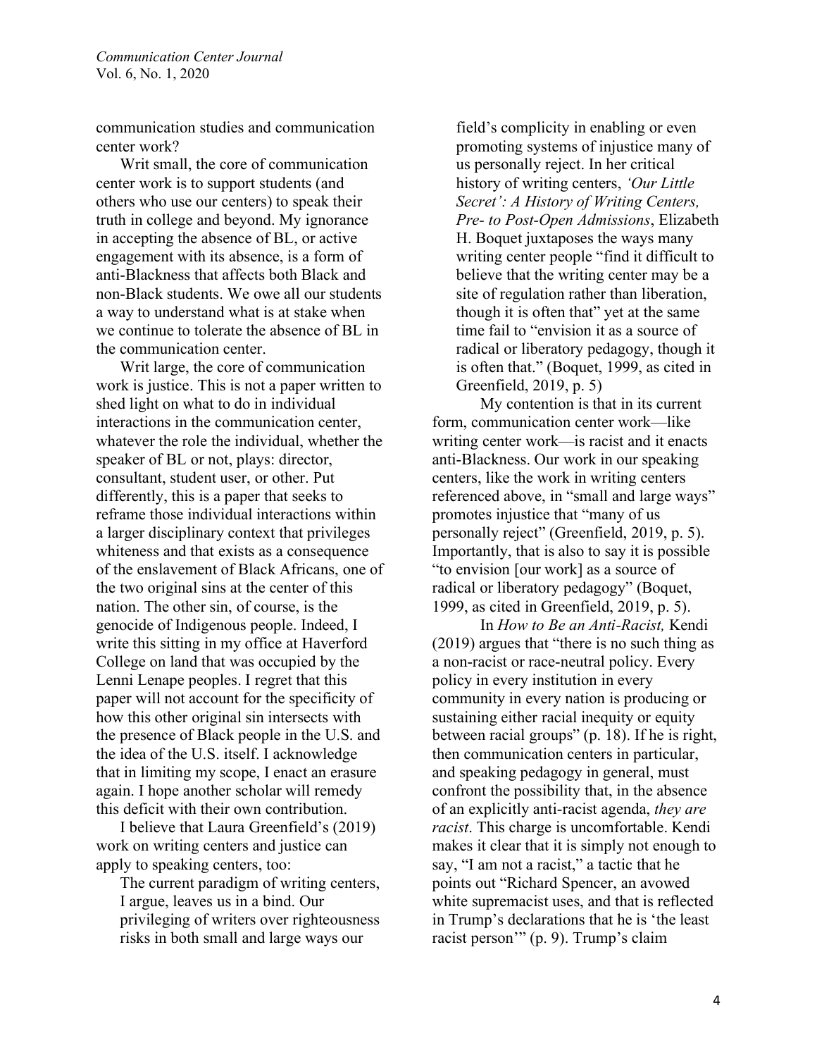communication studies and communication center work?

Writ small, the core of communication center work is to support students (and others who use our centers) to speak their truth in college and beyond. My ignorance in accepting the absence of BL, or active engagement with its absence, is a form of anti-Blackness that affects both Black and non-Black students. We owe all our students a way to understand what is at stake when we continue to tolerate the absence of BL in the communication center.

Writ large, the core of communication work is justice. This is not a paper written to shed light on what to do in individual interactions in the communication center, whatever the role the individual, whether the speaker of BL or not, plays: director, consultant, student user, or other. Put differently, this is a paper that seeks to reframe those individual interactions within a larger disciplinary context that privileges whiteness and that exists as a consequence of the enslavement of Black Africans, one of the two original sins at the center of this nation. The other sin, of course, is the genocide of Indigenous people. Indeed, I write this sitting in my office at Haverford College on land that was occupied by the Lenni Lenape peoples. I regret that this paper will not account for the specificity of how this other original sin intersects with the presence of Black people in the U.S. and the idea of the U.S. itself. I acknowledge that in limiting my scope, I enact an erasure again. I hope another scholar will remedy this deficit with their own contribution.

I believe that Laura Greenfield's (2019) work on writing centers and justice can apply to speaking centers, too:

> The current paradigm of writing centers, I argue, leaves us in a bind. Our privileging of writers over righteousness risks in both small and large ways our field's complicity in enabling or even promoting systems of injustice many of us personally reject. In her critical history of writing centers, *'Our Little Secret': A History of Writing Centers, Pre- to Post-Open Admissions*, Elizabeth H. Boquet juxtaposes the ways many writing center people "find it difficult to believe that the writing center may be a site of regulation rather than liberation, though it is often that" yet at the same time fail to "envision it as a source of radical or liberatory pedagogy, though it is often that." (Boquet, 1999, as cited in Greenfield, 2019, p. 5)

My contention is that in its current form, communication center work—like writing center work—is racist and it enacts anti-Blackness. Our work in our speaking centers, like the work in writing centers referenced above, in "small and large ways" promotes injustice that "many of us personally reject" (Greenfield, 2019, p. 5). Importantly, that is also to say it is possible "to envision [our work] as a source of radical or liberatory pedagogy" (Boquet, 1999, as cited in Greenfield, 2019, p. 5).

In *How to Be an Anti-Racist,* Kendi (2019) argues that "there is no such thing as a non-racist or race-neutral policy. Every policy in every institution in every community in every nation is producing or sustaining either racial inequity or equity between racial groups" (p. 18). If he is right, then communication centers in particular, and speaking pedagogy in general, must confront the possibility that, in the absence of an explicitly anti-racist agenda, *they are racist*. This charge is uncomfortable. Kendi makes it clear that it is simply not enough to say, "I am not a racist," a tactic that he points out "Richard Spencer, an avowed white supremacist uses, and that is reflected in Trump's declarations that he is 'the least racist person'" (p. 9). Trump's claim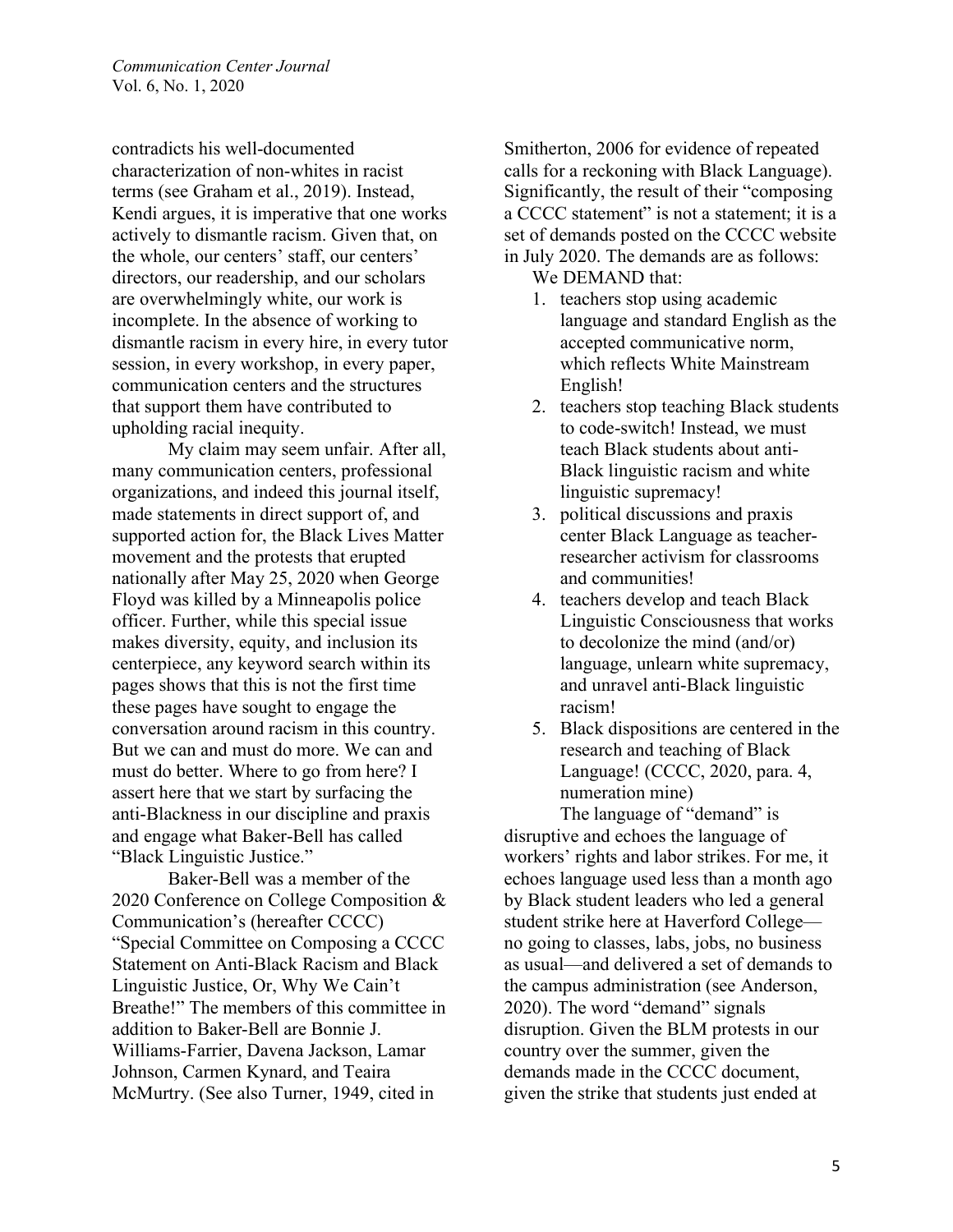contradicts his well-documented characterization of non-whites in racist terms (see Graham et al., 2019). Instead, Kendi argues, it is imperative that one works actively to dismantle racism. Given that, on the whole, our centers' staff, our centers' directors, our readership, and our scholars are overwhelmingly white, our work is incomplete. In the absence of working to dismantle racism in every hire, in every tutor session, in every workshop, in every paper, communication centers and the structures that support them have contributed to upholding racial inequity.

My claim may seem unfair. After all, many communication centers, professional organizations, and indeed this journal itself, made statements in direct support of, and supported action for, the Black Lives Matter movement and the protests that erupted nationally after May 25, 2020 when George Floyd was killed by a Minneapolis police officer. Further, while this special issue makes diversity, equity, and inclusion its centerpiece, any keyword search within its pages shows that this is not the first time these pages have sought to engage the conversation around racism in this country. But we can and must do more. We can and must do better. Where to go from here? I assert here that we start by surfacing the anti-Blackness in our discipline and praxis and engage what Baker-Bell has called "Black Linguistic Justice."

Baker-Bell was a member of the 2020 Conference on College Composition & Communication's (hereafter CCCC) "Special Committee on Composing a CCCC Statement on Anti-Black Racism and Black Linguistic Justice, Or, Why We Cain't Breathe!" The members of this committee in addition to Baker-Bell are Bonnie J. Williams-Farrier, Davena Jackson, Lamar Johnson, Carmen Kynard, and Teaira McMurtry. (See also Turner, 1949, cited in Smitherton, 2006 for evidence of repeated calls for a reckoning with Black Language). Significantly, the result of their "composing a CCCC statement" is not a statement; it is a set of demands posted on the CCCC website in July 2020. The demands are as follows:

We DEMAND that:

1. teachers stop using academic language and standard English as the accepted communicative norm, which reflects White Mainstream English!
2. teachers stop teaching Black students to code-switch! Instead, we must teach Black students about anti-Black linguistic racism and white linguistic supremacy!
3. political discussions and praxis center Black Language as teacher-researcher activism for classrooms and communities!
4. teachers develop and teach Black Linguistic Consciousness that works to decolonize the mind (and/or) language, unlearn white supremacy, and unravel anti-Black linguistic racism!
5. Black dispositions are centered in the research and teaching of Black Language! (CCCC, 2020, para. 4, numeration mine)

The language of "demand" is disruptive and echoes the language of workers' rights and labor strikes. For me, it echoes language used less than a month ago by Black student leaders who led a general student strike here at Haverford College—no going to classes, labs, jobs, no business as usual—and delivered a set of demands to the campus administration (see Anderson, 2020). The word "demand" signals disruption. Given the BLM protests in our country over the summer, given the demands made in the CCCC document, given the strike that students just ended at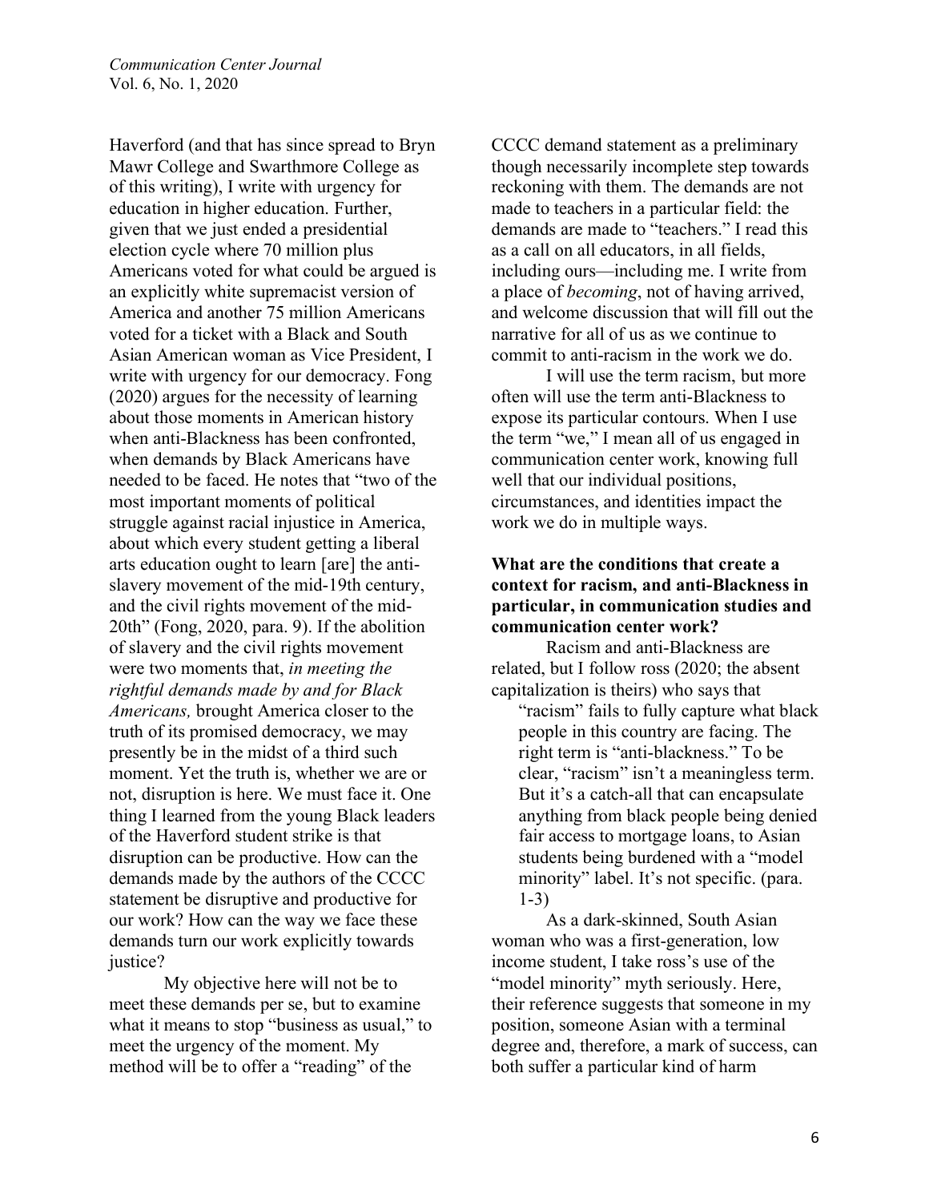Haverford (and that has since spread to Bryn Mawr College and Swarthmore College as of this writing), I write with urgency for education in higher education. Further, given that we just ended a presidential election cycle where 70 million plus Americans voted for what could be argued is an explicitly white supremacist version of America and another 75 million Americans voted for a ticket with a Black and South Asian American woman as Vice President, I write with urgency for our democracy. Fong (2020) argues for the necessity of learning about those moments in American history when anti-Blackness has been confronted, when demands by Black Americans have needed to be faced. He notes that "two of the most important moments of political struggle against racial injustice in America, about which every student getting a liberal arts education ought to learn [are] the anti-slavery movement of the mid-19th century, and the civil rights movement of the mid-20th" (Fong, 2020, para. 9). If the abolition of slavery and the civil rights movement were two moments that, *in meeting the rightful demands made by and for Black Americans,* brought America closer to the truth of its promised democracy, we may presently be in the midst of a third such moment. Yet the truth is, whether we are or not, disruption is here. We must face it. One thing I learned from the young Black leaders of the Haverford student strike is that disruption can be productive. How can the demands made by the authors of the CCCC statement be disruptive and productive for our work? How can the way we face these demands turn our work explicitly towards justice?

My objective here will not be to meet these demands per se, but to examine what it means to stop "business as usual," to meet the urgency of the moment. My method will be to offer a "reading" of the CCCC demand statement as a preliminary though necessarily incomplete step towards reckoning with them. The demands are not made to teachers in a particular field: the demands are made to "teachers." I read this as a call on all educators, in all fields, including ours—including me. I write from a place of *becoming*, not of having arrived, and welcome discussion that will fill out the narrative for all of us as we continue to commit to anti-racism in the work we do.

I will use the term racism, but more often will use the term anti-Blackness to expose its particular contours. When I use the term "we," I mean all of us engaged in communication center work, knowing full well that our individual positions, circumstances, and identities impact the work we do in multiple ways.

### What are the conditions that create a context for racism, and anti-Blackness in particular, in communication studies and communication center work?

Racism and anti-Blackness are related, but I follow ross (2020; the absent capitalization is theirs) who says that

> "racism" fails to fully capture what black people in this country are facing. The right term is "anti-blackness." To be clear, "racism" isn't a meaningless term. But it's a catch-all that can encapsulate anything from black people being denied fair access to mortgage loans, to Asian students being burdened with a "model minority" label. It's not specific. (para. 1-3)

As a dark-skinned, South Asian woman who was a first-generation, low income student, I take ross's use of the "model minority" myth seriously. Here, their reference suggests that someone in my position, someone Asian with a terminal degree and, therefore, a mark of success, can both suffer a particular kind of harm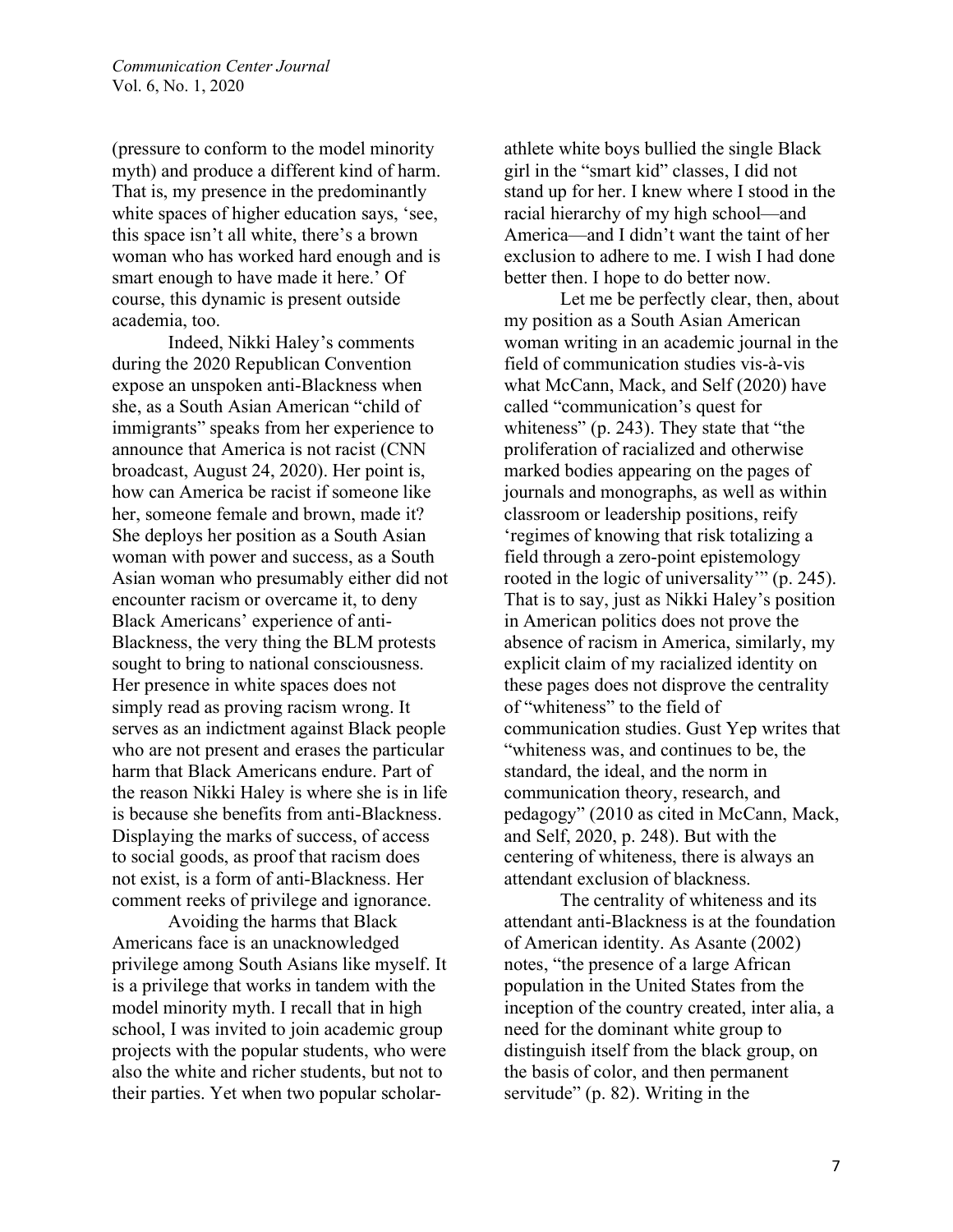(pressure to conform to the model minority myth) and produce a different kind of harm. That is, my presence in the predominantly white spaces of higher education says, 'see, this space isn't all white, there's a brown woman who has worked hard enough and is smart enough to have made it here.' Of course, this dynamic is present outside academia, too.

Indeed, Nikki Haley's comments during the 2020 Republican Convention expose an unspoken anti-Blackness when she, as a South Asian American "child of immigrants" speaks from her experience to announce that America is not racist (CNN broadcast, August 24, 2020). Her point is, how can America be racist if someone like her, someone female and brown, made it? She deploys her position as a South Asian woman with power and success, as a South Asian woman who presumably either did not encounter racism or overcame it, to deny Black Americans' experience of anti-Blackness, the very thing the BLM protests sought to bring to national consciousness. Her presence in white spaces does not simply read as proving racism wrong. It serves as an indictment against Black people who are not present and erases the particular harm that Black Americans endure. Part of the reason Nikki Haley is where she is in life is because she benefits from anti-Blackness. Displaying the marks of success, of access to social goods, as proof that racism does not exist, is a form of anti-Blackness. Her comment reeks of privilege and ignorance.

Avoiding the harms that Black Americans face is an unacknowledged privilege among South Asians like myself. It is a privilege that works in tandem with the model minority myth. I recall that in high school, I was invited to join academic group projects with the popular students, who were also the white and richer students, but not to their parties. Yet when two popular scholar-athlete white boys bullied the single Black girl in the "smart kid" classes, I did not stand up for her. I knew where I stood in the racial hierarchy of my high school—and America—and I didn't want the taint of her exclusion to adhere to me. I wish I had done better then. I hope to do better now.

Let me be perfectly clear, then, about my position as a South Asian American woman writing in an academic journal in the field of communication studies vis-à-vis what McCann, Mack, and Self (2020) have called "communication's quest for whiteness" (p. 243). They state that "the proliferation of racialized and otherwise marked bodies appearing on the pages of journals and monographs, as well as within classroom or leadership positions, reify 'regimes of knowing that risk totalizing a field through a zero-point epistemology rooted in the logic of universality'" (p. 245). That is to say, just as Nikki Haley's position in American politics does not prove the absence of racism in America, similarly, my explicit claim of my racialized identity on these pages does not disprove the centrality of "whiteness" to the field of communication studies. Gust Yep writes that "whiteness was, and continues to be, the standard, the ideal, and the norm in communication theory, research, and pedagogy" (2010 as cited in McCann, Mack, and Self, 2020, p. 248). But with the centering of whiteness, there is always an attendant exclusion of blackness.

The centrality of whiteness and its attendant anti-Blackness is at the foundation of American identity. As Asante (2002) notes, "the presence of a large African population in the United States from the inception of the country created, inter alia, a need for the dominant white group to distinguish itself from the black group, on the basis of color, and then permanent servitude" (p. 82). Writing in the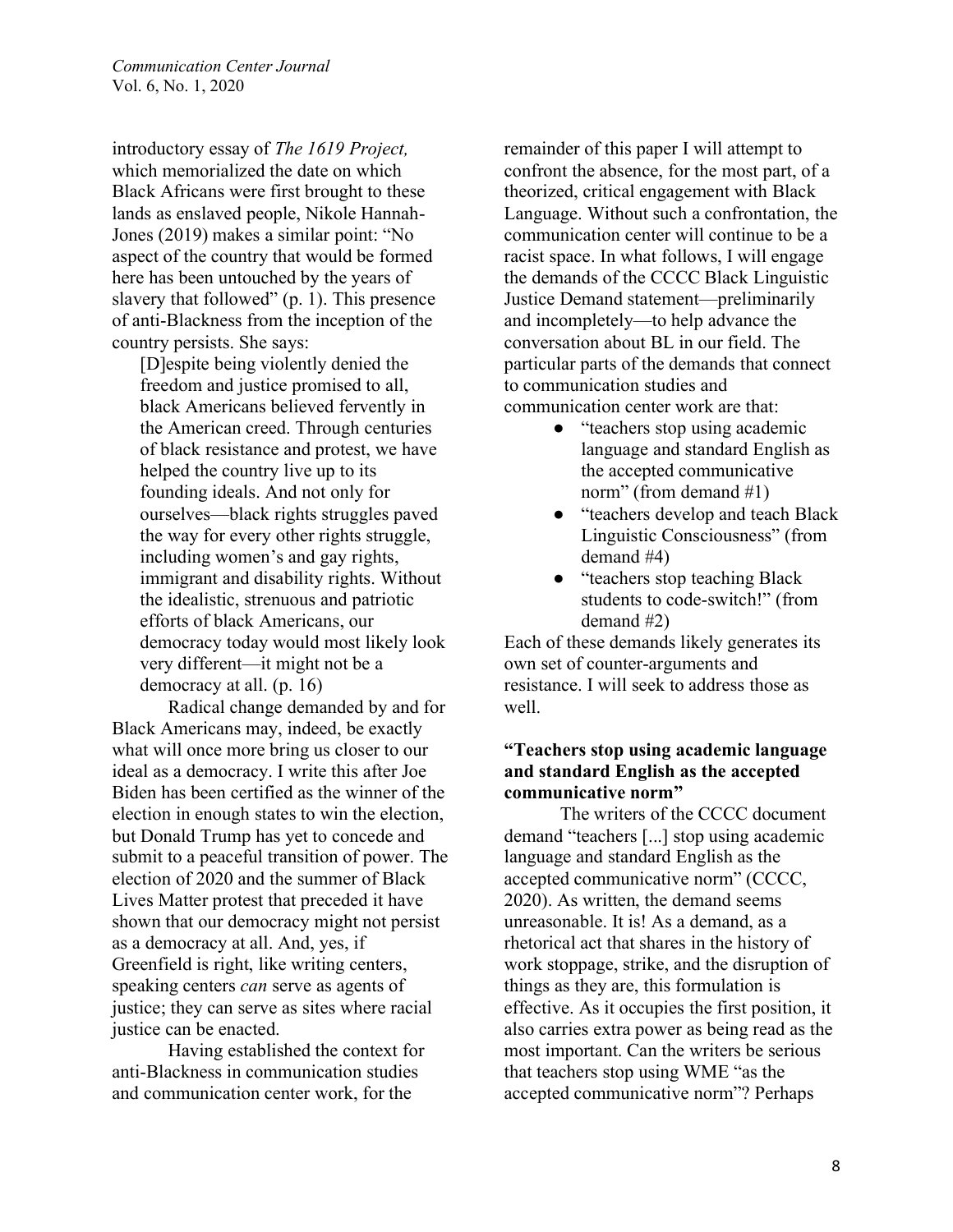introductory essay of *The 1619 Project,* which memorialized the date on which Black Africans were first brought to these lands as enslaved people, Nikole Hannah-Jones (2019) makes a similar point: "No aspect of the country that would be formed here has been untouched by the years of slavery that followed" (p. 1). This presence of anti-Blackness from the inception of the country persists. She says:

> [D]espite being violently denied the freedom and justice promised to all, black Americans believed fervently in the American creed. Through centuries of black resistance and protest, we have helped the country live up to its founding ideals. And not only for ourselves—black rights struggles paved the way for every other rights struggle, including women's and gay rights, immigrant and disability rights. Without the idealistic, strenuous and patriotic efforts of black Americans, our democracy today would most likely look very different—it might not be a democracy at all. (p. 16)

Radical change demanded by and for Black Americans may, indeed, be exactly what will once more bring us closer to our ideal as a democracy. I write this after Joe Biden has been certified as the winner of the election in enough states to win the election, but Donald Trump has yet to concede and submit to a peaceful transition of power. The election of 2020 and the summer of Black Lives Matter protest that preceded it have shown that our democracy might not persist as a democracy at all. And, yes, if Greenfield is right, like writing centers, speaking centers *can* serve as agents of justice; they can serve as sites where racial justice can be enacted.

Having established the context for anti-Blackness in communication studies and communication center work, for the remainder of this paper I will attempt to confront the absence, for the most part, of a theorized, critical engagement with Black Language. Without such a confrontation, the communication center will continue to be a racist space. In what follows, I will engage the demands of the CCCC Black Linguistic Justice Demand statement—preliminarily and incompletely—to help advance the conversation about BL in our field. The particular parts of the demands that connect to communication studies and communication center work are that:

- "teachers stop using academic language and standard English as the accepted communicative norm" (from demand #1)
- "teachers develop and teach Black Linguistic Consciousness" (from demand #4)
- "teachers stop teaching Black students to code-switch!" (from demand #2)

Each of these demands likely generates its own set of counter-arguments and resistance. I will seek to address those as well.

### "Teachers stop using academic language and standard English as the accepted communicative norm"

The writers of the CCCC document demand "teachers [...] stop using academic language and standard English as the accepted communicative norm" (CCCC, 2020). As written, the demand seems unreasonable. It is! As a demand, as a rhetorical act that shares in the history of work stoppage, strike, and the disruption of things as they are, this formulation is effective. As it occupies the first position, it also carries extra power as being read as the most important. Can the writers be serious that teachers stop using WME "as the accepted communicative norm"? Perhaps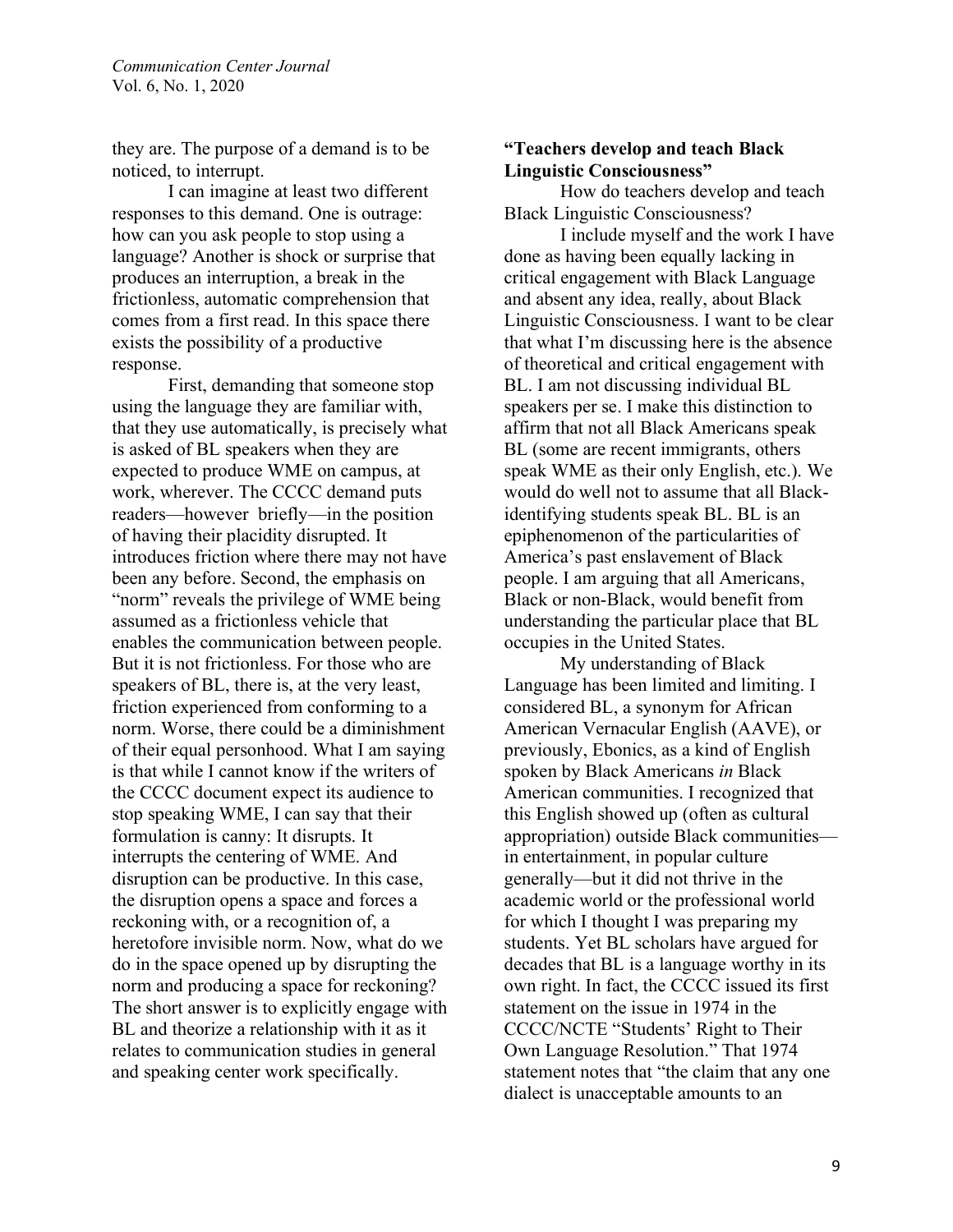they are. The purpose of a demand is to be noticed, to interrupt.

I can imagine at least two different responses to this demand. One is outrage: how can you ask people to stop using a language? Another is shock or surprise that produces an interruption, a break in the frictionless, automatic comprehension that comes from a first read. In this space there exists the possibility of a productive response.

First, demanding that someone stop using the language they are familiar with, that they use automatically, is precisely what is asked of BL speakers when they are expected to produce WME on campus, at work, wherever. The CCCC demand puts readers—however briefly—in the position of having their placidity disrupted. It introduces friction where there may not have been any before. Second, the emphasis on "norm" reveals the privilege of WME being assumed as a frictionless vehicle that enables the communication between people. But it is not frictionless. For those who are speakers of BL, there is, at the very least, friction experienced from conforming to a norm. Worse, there could be a diminishment of their equal personhood. What I am saying is that while I cannot know if the writers of the CCCC document expect its audience to stop speaking WME, I can say that their formulation is canny: It disrupts. It interrupts the centering of WME. And disruption can be productive. In this case, the disruption opens a space and forces a reckoning with, or a recognition of, a heretofore invisible norm. Now, what do we do in the space opened up by disrupting the norm and producing a space for reckoning? The short answer is to explicitly engage with BL and theorize a relationship with it as it relates to communication studies in general and speaking center work specifically.

### "Teachers develop and teach Black Linguistic Consciousness"

How do teachers develop and teach BIack Linguistic Consciousness?

I include myself and the work I have done as having been equally lacking in critical engagement with Black Language and absent any idea, really, about Black Linguistic Consciousness. I want to be clear that what I'm discussing here is the absence of theoretical and critical engagement with BL. I am not discussing individual BL speakers per se. I make this distinction to affirm that not all Black Americans speak BL (some are recent immigrants, others speak WME as their only English, etc.). We would do well not to assume that all Black-identifying students speak BL. BL is an epiphenomenon of the particularities of America's past enslavement of Black people. I am arguing that all Americans, Black or non-Black, would benefit from understanding the particular place that BL occupies in the United States.

My understanding of Black Language has been limited and limiting. I considered BL, a synonym for African American Vernacular English (AAVE), or previously, Ebonics, as a kind of English spoken by Black Americans *in* Black American communities. I recognized that this English showed up (often as cultural appropriation) outside Black communities—in entertainment, in popular culture generally—but it did not thrive in the academic world or the professional world for which I thought I was preparing my students. Yet BL scholars have argued for decades that BL is a language worthy in its own right. In fact, the CCCC issued its first statement on the issue in 1974 in the CCCC/NCTE "Students' Right to Their Own Language Resolution." That 1974 statement notes that "the claim that any one dialect is unacceptable amounts to an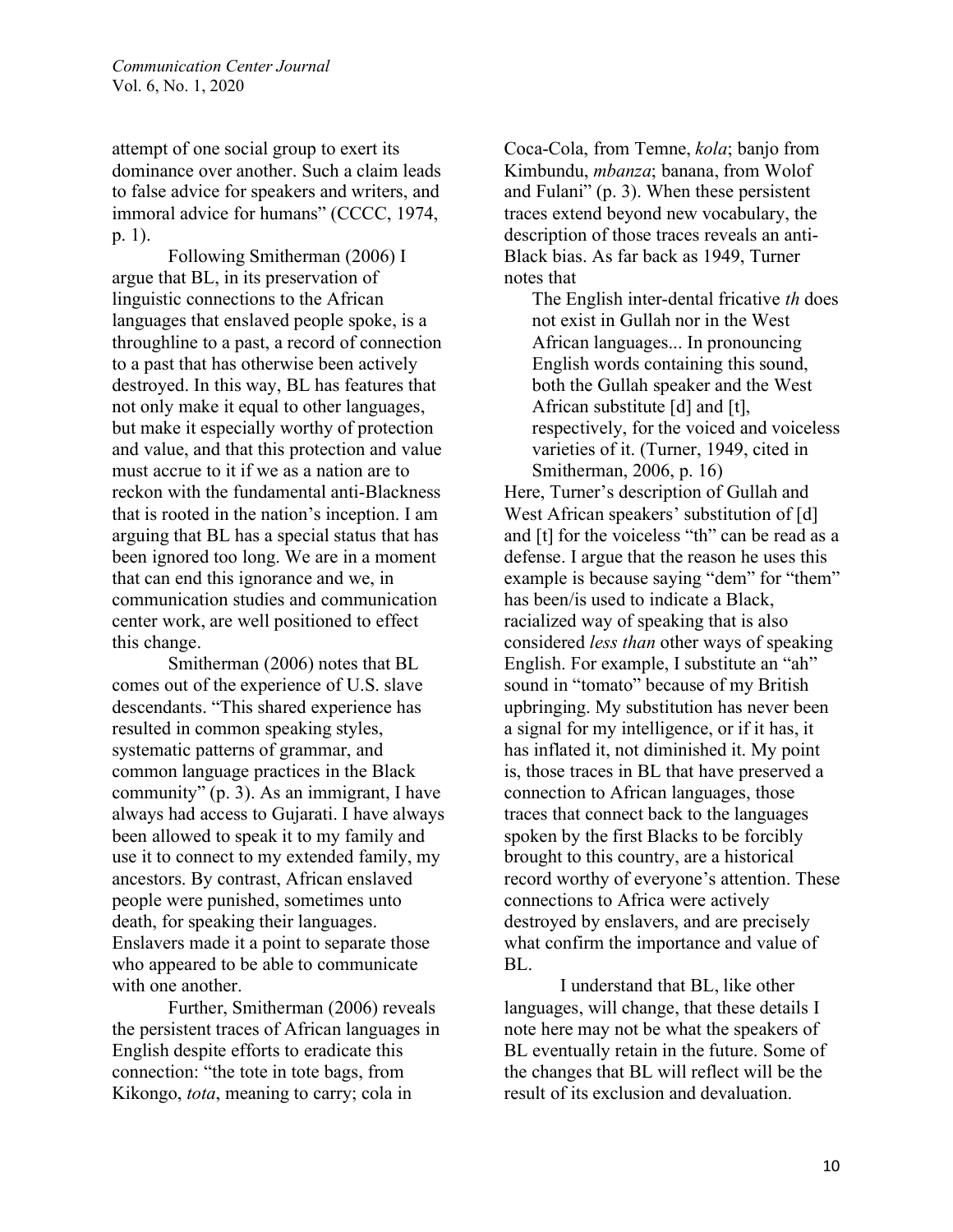attempt of one social group to exert its dominance over another. Such a claim leads to false advice for speakers and writers, and immoral advice for humans" (CCCC, 1974, p. 1).

Following Smitherman (2006) I argue that BL, in its preservation of linguistic connections to the African languages that enslaved people spoke, is a throughline to a past, a record of connection to a past that has otherwise been actively destroyed. In this way, BL has features that not only make it equal to other languages, but make it especially worthy of protection and value, and that this protection and value must accrue to it if we as a nation are to reckon with the fundamental anti-Blackness that is rooted in the nation's inception. I am arguing that BL has a special status that has been ignored too long. We are in a moment that can end this ignorance and we, in communication studies and communication center work, are well positioned to effect this change.

Smitherman (2006) notes that BL comes out of the experience of U.S. slave descendants. "This shared experience has resulted in common speaking styles, systematic patterns of grammar, and common language practices in the Black community" (p. 3). As an immigrant, I have always had access to Gujarati. I have always been allowed to speak it to my family and use it to connect to my extended family, my ancestors. By contrast, African enslaved people were punished, sometimes unto death, for speaking their languages. Enslavers made it a point to separate those who appeared to be able to communicate with one another.

Further, Smitherman (2006) reveals the persistent traces of African languages in English despite efforts to eradicate this connection: "the tote in tote bags, from Kikongo, *tota*, meaning to carry; cola in Coca-Cola, from Temne, *kola*; banjo from Kimbundu, *mbanza*; banana, from Wolof and Fulani" (p. 3). When these persistent traces extend beyond new vocabulary, the description of those traces reveals an anti-Black bias. As far back as 1949, Turner notes that

> The English inter-dental fricative *th* does not exist in Gullah nor in the West African languages... In pronouncing English words containing this sound, both the Gullah speaker and the West African substitute [d] and [t], respectively, for the voiced and voiceless varieties of it. (Turner, 1949, cited in Smitherman, 2006, p. 16)

Here, Turner's description of Gullah and West African speakers' substitution of [d] and [t] for the voiceless "th" can be read as a defense. I argue that the reason he uses this example is because saying "dem" for "them" has been/is used to indicate a Black, racialized way of speaking that is also considered *less than* other ways of speaking English. For example, I substitute an "ah" sound in "tomato" because of my British upbringing. My substitution has never been a signal for my intelligence, or if it has, it has inflated it, not diminished it. My point is, those traces in BL that have preserved a connection to African languages, those traces that connect back to the languages spoken by the first Blacks to be forcibly brought to this country, are a historical record worthy of everyone's attention. These connections to Africa were actively destroyed by enslavers, and are precisely what confirm the importance and value of BL.

I understand that BL, like other languages, will change, that these details I note here may not be what the speakers of BL eventually retain in the future. Some of the changes that BL will reflect will be the result of its exclusion and devaluation.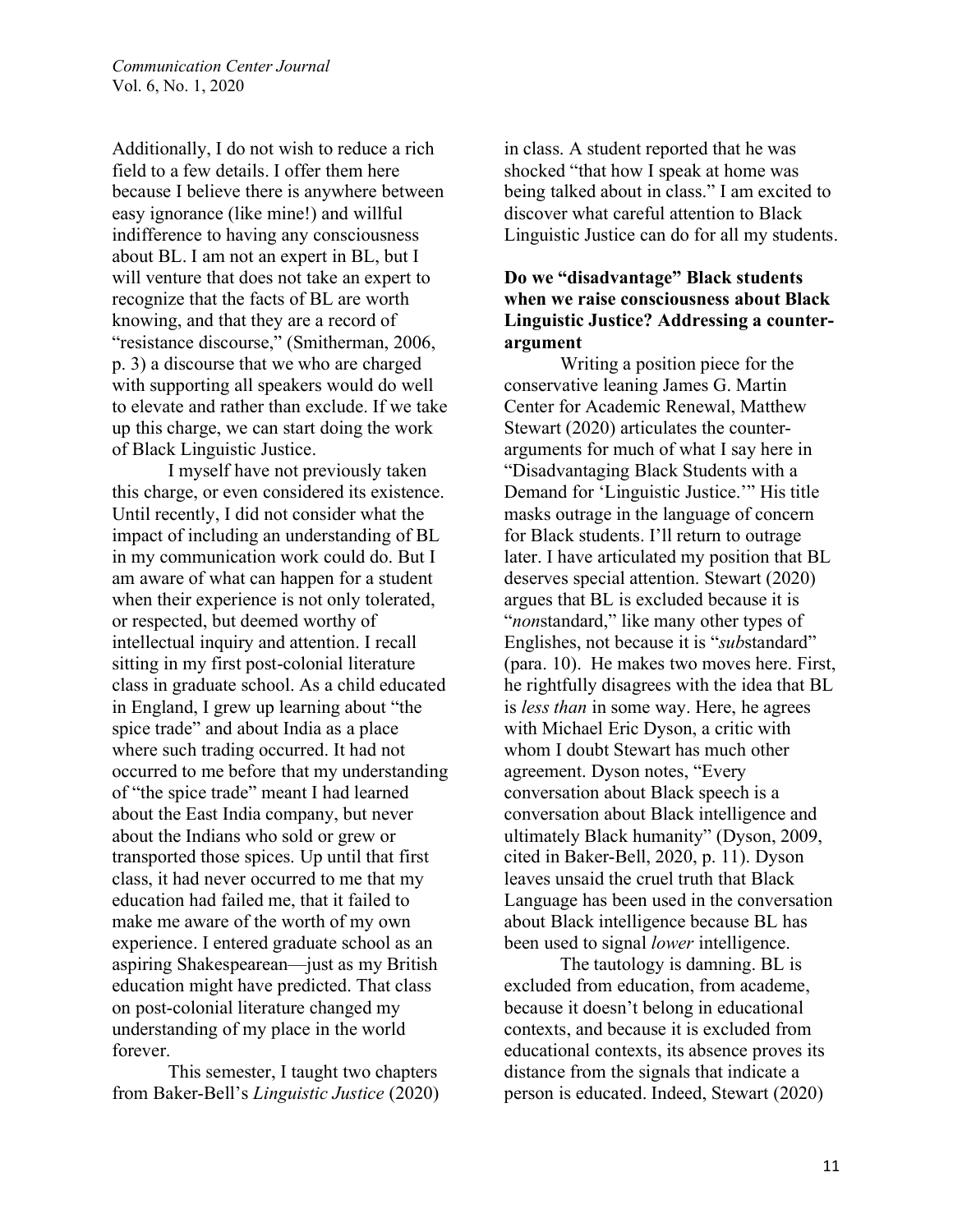Additionally, I do not wish to reduce a rich field to a few details. I offer them here because I believe there is anywhere between easy ignorance (like mine!) and willful indifference to having any consciousness about BL. I am not an expert in BL, but I will venture that does not take an expert to recognize that the facts of BL are worth knowing, and that they are a record of "resistance discourse," (Smitherman, 2006, p. 3) a discourse that we who are charged with supporting all speakers would do well to elevate and rather than exclude. If we take up this charge, we can start doing the work of Black Linguistic Justice.

I myself have not previously taken this charge, or even considered its existence. Until recently, I did not consider what the impact of including an understanding of BL in my communication work could do. But I am aware of what can happen for a student when their experience is not only tolerated, or respected, but deemed worthy of intellectual inquiry and attention. I recall sitting in my first post-colonial literature class in graduate school. As a child educated in England, I grew up learning about "the spice trade" and about India as a place where such trading occurred. It had not occurred to me before that my understanding of "the spice trade" meant I had learned about the East India company, but never about the Indians who sold or grew or transported those spices. Up until that first class, it had never occurred to me that my education had failed me, that it failed to make me aware of the worth of my own experience. I entered graduate school as an aspiring Shakespearean—just as my British education might have predicted. That class on post-colonial literature changed my understanding of my place in the world forever.

This semester, I taught two chapters from Baker-Bell's *Linguistic Justice* (2020) in class. A student reported that he was shocked "that how I speak at home was being talked about in class." I am excited to discover what careful attention to Black Linguistic Justice can do for all my students.

**Do we "disadvantage" Black students when we raise consciousness about Black Linguistic Justice? Addressing a counter-argument**

Writing a position piece for the conservative leaning James G. Martin Center for Academic Renewal, Matthew Stewart (2020) articulates the counter-arguments for much of what I say here in "Disadvantaging Black Students with a Demand for 'Linguistic Justice.'" His title masks outrage in the language of concern for Black students. I'll return to outrage later. I have articulated my position that BL deserves special attention. Stewart (2020) argues that BL is excluded because it is "*non*standard," like many other types of Englishes, not because it is "*sub*standard" (para. 10). He makes two moves here. First, he rightfully disagrees with the idea that BL is *less than* in some way. Here, he agrees with Michael Eric Dyson, a critic with whom I doubt Stewart has much other agreement. Dyson notes, "Every conversation about Black speech is a conversation about Black intelligence and ultimately Black humanity" (Dyson, 2009, cited in Baker-Bell, 2020, p. 11). Dyson leaves unsaid the cruel truth that Black Language has been used in the conversation about Black intelligence because BL has been used to signal *lower* intelligence.

The tautology is damning. BL is excluded from education, from academe, because it doesn't belong in educational contexts, and because it is excluded from educational contexts, its absence proves its distance from the signals that indicate a person is educated. Indeed, Stewart (2020)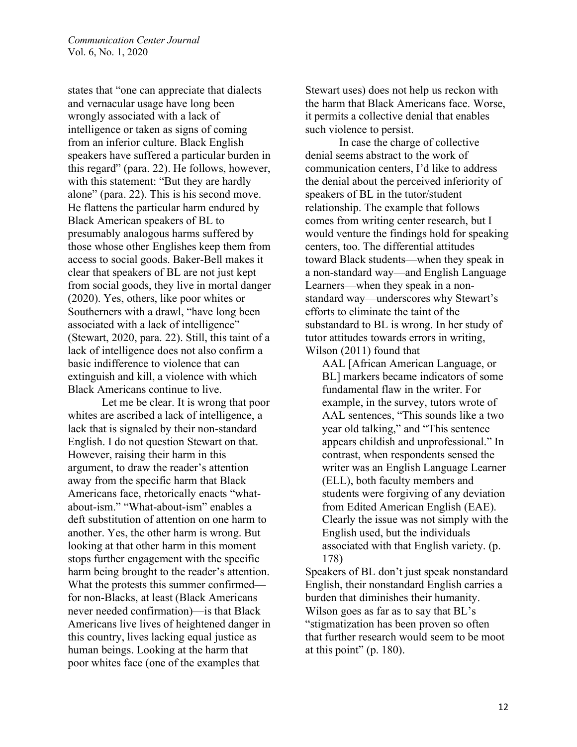states that "one can appreciate that dialects and vernacular usage have long been wrongly associated with a lack of intelligence or taken as signs of coming from an inferior culture. Black English speakers have suffered a particular burden in this regard" (para. 22). He follows, however, with this statement: "But they are hardly alone" (para. 22). This is his second move. He flattens the particular harm endured by Black American speakers of BL to presumably analogous harms suffered by those whose other Englishes keep them from access to social goods. Baker-Bell makes it clear that speakers of BL are not just kept from social goods, they live in mortal danger (2020). Yes, others, like poor whites or Southerners with a drawl, "have long been associated with a lack of intelligence" (Stewart, 2020, para. 22). Still, this taint of a lack of intelligence does not also confirm a basic indifference to violence that can extinguish and kill, a violence with which Black Americans continue to live.

Let me be clear. It is wrong that poor whites are ascribed a lack of intelligence, a lack that is signaled by their non-standard English. I do not question Stewart on that. However, raising their harm in this argument, to draw the reader's attention away from the specific harm that Black Americans face, rhetorically enacts "what-about-ism." "What-about-ism" enables a deft substitution of attention on one harm to another. Yes, the other harm is wrong. But looking at that other harm in this moment stops further engagement with the specific harm being brought to the reader's attention. What the protests this summer confirmed—for non-Blacks, at least (Black Americans never needed confirmation)—is that Black Americans live lives of heightened danger in this country, lives lacking equal justice as human beings. Looking at the harm that poor whites face (one of the examples that Stewart uses) does not help us reckon with the harm that Black Americans face. Worse, it permits a collective denial that enables such violence to persist.

In case the charge of collective denial seems abstract to the work of communication centers, I'd like to address the denial about the perceived inferiority of speakers of BL in the tutor/student relationship. The example that follows comes from writing center research, but I would venture the findings hold for speaking centers, too. The differential attitudes toward Black students—when they speak in a non-standard way—and English Language Learners—when they speak in a non-standard way—underscores why Stewart's efforts to eliminate the taint of the substandard to BL is wrong. In her study of tutor attitudes towards errors in writing, Wilson (2011) found that

> AAL [African American Language, or BL] markers became indicators of some fundamental flaw in the writer. For example, in the survey, tutors wrote of AAL sentences, "This sounds like a two year old talking," and "This sentence appears childish and unprofessional." In contrast, when respondents sensed the writer was an English Language Learner (ELL), both faculty members and students were forgiving of any deviation from Edited American English (EAE). Clearly the issue was not simply with the English used, but the individuals associated with that English variety. (p. 178)

Speakers of BL don't just speak nonstandard English, their nonstandard English carries a burden that diminishes their humanity. Wilson goes as far as to say that BL's "stigmatization has been proven so often that further research would seem to be moot at this point" (p. 180).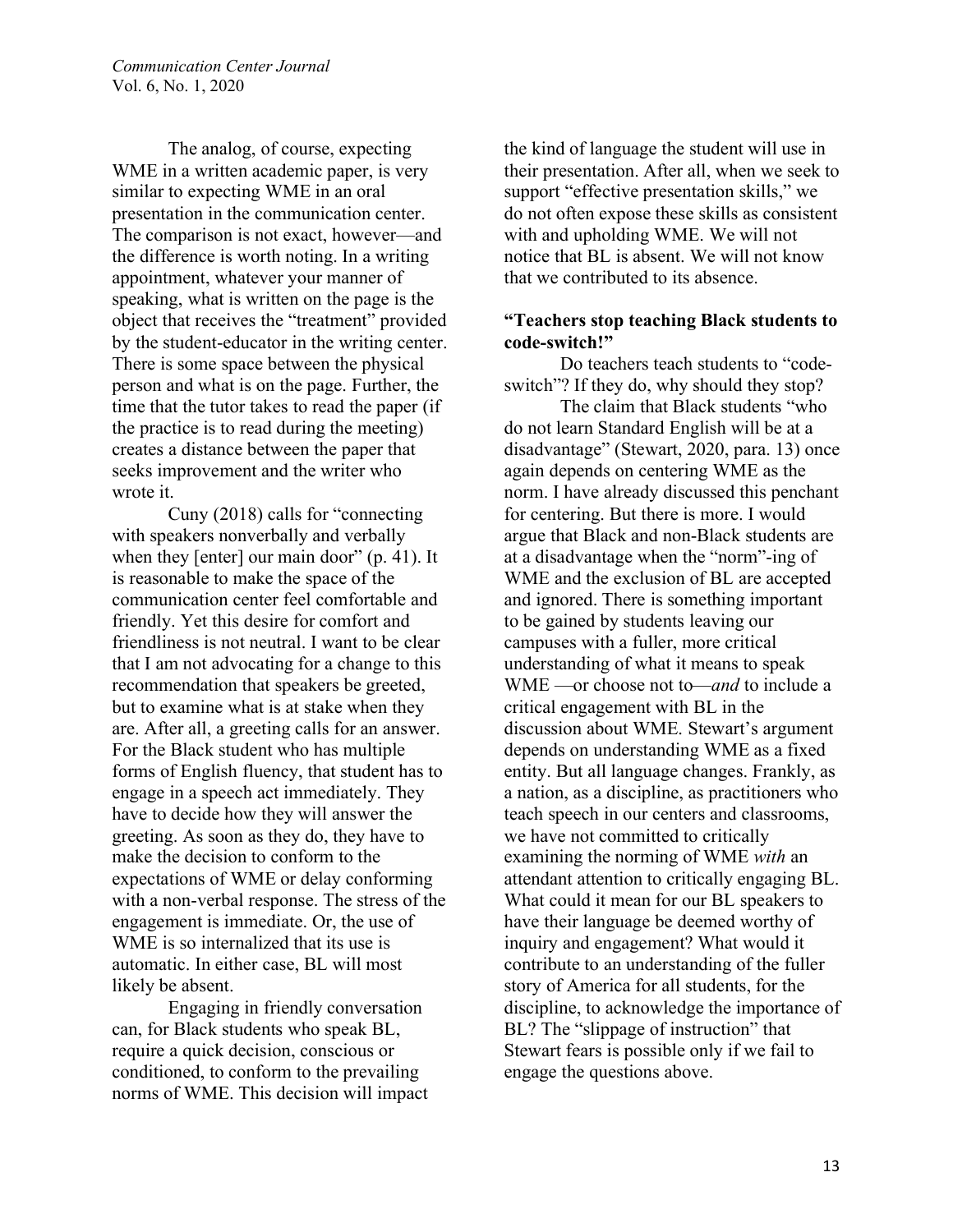The analog, of course, expecting WME in a written academic paper, is very similar to expecting WME in an oral presentation in the communication center. The comparison is not exact, however—and the difference is worth noting. In a writing appointment, whatever your manner of speaking, what is written on the page is the object that receives the "treatment" provided by the student-educator in the writing center. There is some space between the physical person and what is on the page. Further, the time that the tutor takes to read the paper (if the practice is to read during the meeting) creates a distance between the paper that seeks improvement and the writer who wrote it.

Cuny (2018) calls for "connecting with speakers nonverbally and verbally when they [enter] our main door" (p. 41). It is reasonable to make the space of the communication center feel comfortable and friendly. Yet this desire for comfort and friendliness is not neutral. I want to be clear that I am not advocating for a change to this recommendation that speakers be greeted, but to examine what is at stake when they are. After all, a greeting calls for an answer. For the Black student who has multiple forms of English fluency, that student has to engage in a speech act immediately. They have to decide how they will answer the greeting. As soon as they do, they have to make the decision to conform to the expectations of WME or delay conforming with a non-verbal response. The stress of the engagement is immediate. Or, the use of WME is so internalized that its use is automatic. In either case, BL will most likely be absent.

Engaging in friendly conversation can, for Black students who speak BL, require a quick decision, conscious or conditioned, to conform to the prevailing norms of WME. This decision will impact the kind of language the student will use in their presentation. After all, when we seek to support "effective presentation skills," we do not often expose these skills as consistent with and upholding WME. We will not notice that BL is absent. We will not know that we contributed to its absence.

**"Teachers stop teaching Black students to code-switch!"**

Do teachers teach students to "code-switch"? If they do, why should they stop?

The claim that Black students "who do not learn Standard English will be at a disadvantage" (Stewart, 2020, para. 13) once again depends on centering WME as the norm. I have already discussed this penchant for centering. But there is more. I would argue that Black and non-Black students are at a disadvantage when the "norm"-ing of WME and the exclusion of BL are accepted and ignored. There is something important to be gained by students leaving our campuses with a fuller, more critical understanding of what it means to speak WME —or choose not to—*and* to include a critical engagement with BL in the discussion about WME. Stewart's argument depends on understanding WME as a fixed entity. But all language changes. Frankly, as a nation, as a discipline, as practitioners who teach speech in our centers and classrooms, we have not committed to critically examining the norming of WME *with* an attendant attention to critically engaging BL. What could it mean for our BL speakers to have their language be deemed worthy of inquiry and engagement? What would it contribute to an understanding of the fuller story of America for all students, for the discipline, to acknowledge the importance of BL? The "slippage of instruction" that Stewart fears is possible only if we fail to engage the questions above.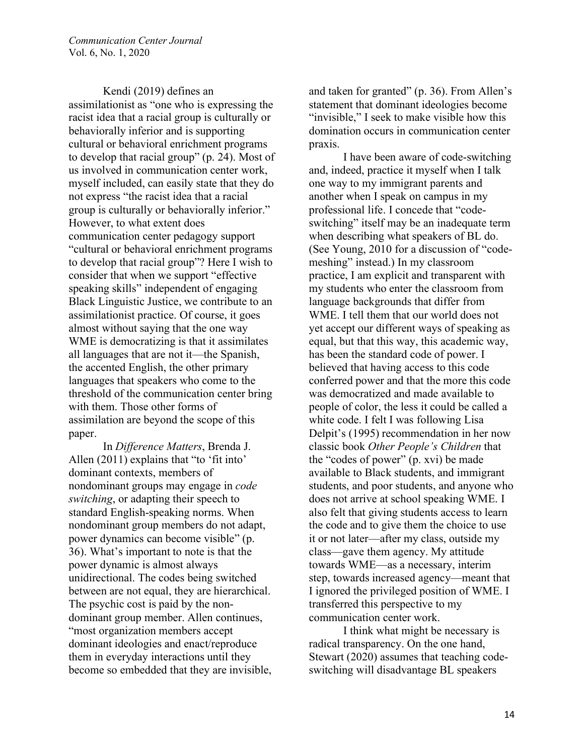Kendi (2019) defines an assimilationist as "one who is expressing the racist idea that a racial group is culturally or behaviorally inferior and is supporting cultural or behavioral enrichment programs to develop that racial group" (p. 24). Most of us involved in communication center work, myself included, can easily state that they do not express "the racist idea that a racial group is culturally or behaviorally inferior." However, to what extent does communication center pedagogy support "cultural or behavioral enrichment programs to develop that racial group"? Here I wish to consider that when we support "effective speaking skills" independent of engaging Black Linguistic Justice, we contribute to an assimilationist practice. Of course, it goes almost without saying that the one way WME is democratizing is that it assimilates all languages that are not it—the Spanish, the accented English, the other primary languages that speakers who come to the threshold of the communication center bring with them. Those other forms of assimilation are beyond the scope of this paper.

In *Difference Matters*, Brenda J. Allen (2011) explains that "to 'fit into' dominant contexts, members of nondominant groups may engage in *code switching*, or adapting their speech to standard English-speaking norms. When nondominant group members do not adapt, power dynamics can become visible" (p. 36). What's important to note is that the power dynamic is almost always unidirectional. The codes being switched between are not equal, they are hierarchical. The psychic cost is paid by the non-dominant group member. Allen continues, "most organization members accept dominant ideologies and enact/reproduce them in everyday interactions until they become so embedded that they are invisible, and taken for granted" (p. 36). From Allen's statement that dominant ideologies become "invisible," I seek to make visible how this domination occurs in communication center praxis.

I have been aware of code-switching and, indeed, practice it myself when I talk one way to my immigrant parents and another when I speak on campus in my professional life. I concede that "code-switching" itself may be an inadequate term when describing what speakers of BL do. (See Young, 2010 for a discussion of "code-meshing" instead.) In my classroom practice, I am explicit and transparent with my students who enter the classroom from language backgrounds that differ from WME. I tell them that our world does not yet accept our different ways of speaking as equal, but that this way, this academic way, has been the standard code of power. I believed that having access to this code conferred power and that the more this code was democratized and made available to people of color, the less it could be called a white code. I felt I was following Lisa Delpit's (1995) recommendation in her now classic book *Other People's Children* that the "codes of power" (p. xvi) be made available to Black students, and immigrant students, and poor students, and anyone who does not arrive at school speaking WME. I also felt that giving students access to learn the code and to give them the choice to use it or not later—after my class, outside my class—gave them agency. My attitude towards WME—as a necessary, interim step, towards increased agency—meant that I ignored the privileged position of WME. I transferred this perspective to my communication center work.

I think what might be necessary is radical transparency. On the one hand, Stewart (2020) assumes that teaching code-switching will disadvantage BL speakers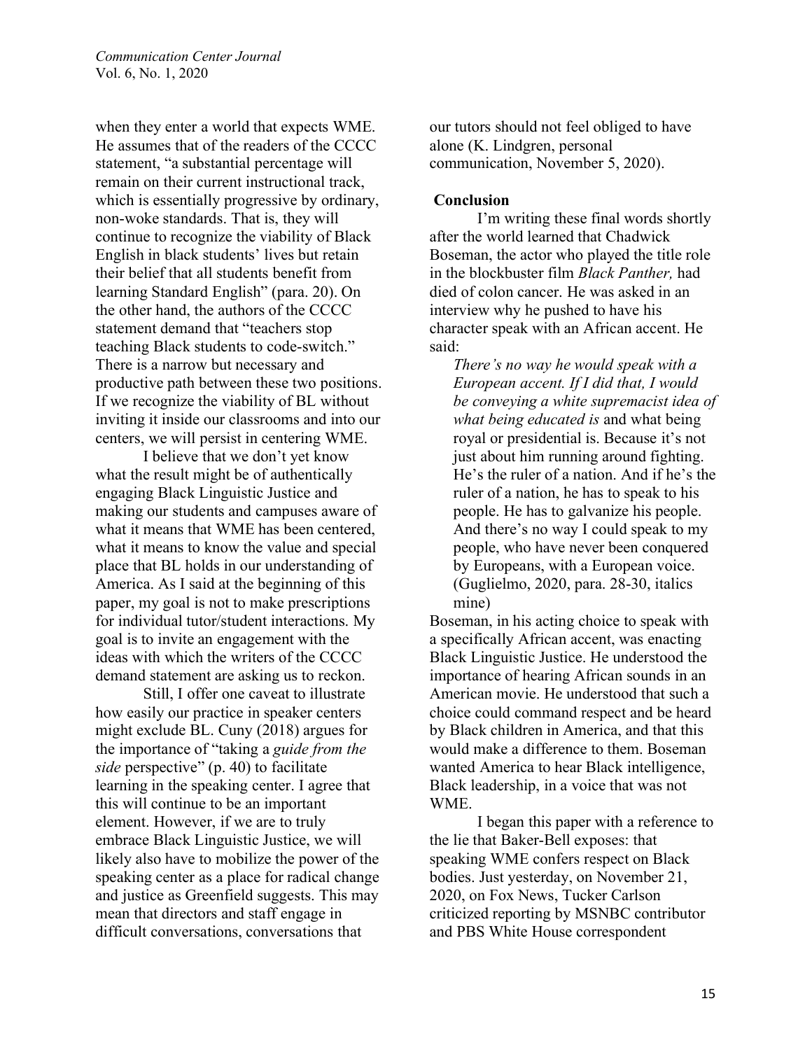when they enter a world that expects WME. He assumes that of the readers of the CCCC statement, "a substantial percentage will remain on their current instructional track, which is essentially progressive by ordinary, non-woke standards. That is, they will continue to recognize the viability of Black English in black students' lives but retain their belief that all students benefit from learning Standard English" (para. 20). On the other hand, the authors of the CCCC statement demand that "teachers stop teaching Black students to code-switch." There is a narrow but necessary and productive path between these two positions. If we recognize the viability of BL without inviting it inside our classrooms and into our centers, we will persist in centering WME.

I believe that we don't yet know what the result might be of authentically engaging Black Linguistic Justice and making our students and campuses aware of what it means that WME has been centered, what it means to know the value and special place that BL holds in our understanding of America. As I said at the beginning of this paper, my goal is not to make prescriptions for individual tutor/student interactions. My goal is to invite an engagement with the ideas with which the writers of the CCCC demand statement are asking us to reckon.

Still, I offer one caveat to illustrate how easily our practice in speaker centers might exclude BL. Cuny (2018) argues for the importance of "taking a *guide from the side* perspective" (p. 40) to facilitate learning in the speaking center. I agree that this will continue to be an important element. However, if we are to truly embrace Black Linguistic Justice, we will likely also have to mobilize the power of the speaking center as a place for radical change and justice as Greenfield suggests. This may mean that directors and staff engage in difficult conversations, conversations that our tutors should not feel obliged to have alone (K. Lindgren, personal communication, November 5, 2020).

## Conclusion

I'm writing these final words shortly after the world learned that Chadwick Boseman, the actor who played the title role in the blockbuster film *Black Panther,* had died of colon cancer. He was asked in an interview why he pushed to have his character speak with an African accent. He said:

> *There's no way he would speak with a European accent. If I did that, I would be conveying a white supremacist idea of what being educated is* and what being royal or presidential is. Because it's not just about him running around fighting. He's the ruler of a nation. And if he's the ruler of a nation, he has to speak to his people. He has to galvanize his people. And there's no way I could speak to my people, who have never been conquered by Europeans, with a European voice. (Guglielmo, 2020, para. 28-30, italics mine)

Boseman, in his acting choice to speak with a specifically African accent, was enacting Black Linguistic Justice. He understood the importance of hearing African sounds in an American movie. He understood that such a choice could command respect and be heard by Black children in America, and that this would make a difference to them. Boseman wanted America to hear Black intelligence, Black leadership, in a voice that was not WME.

I began this paper with a reference to the lie that Baker-Bell exposes: that speaking WME confers respect on Black bodies. Just yesterday, on November 21, 2020, on Fox News, Tucker Carlson criticized reporting by MSNBC contributor and PBS White House correspondent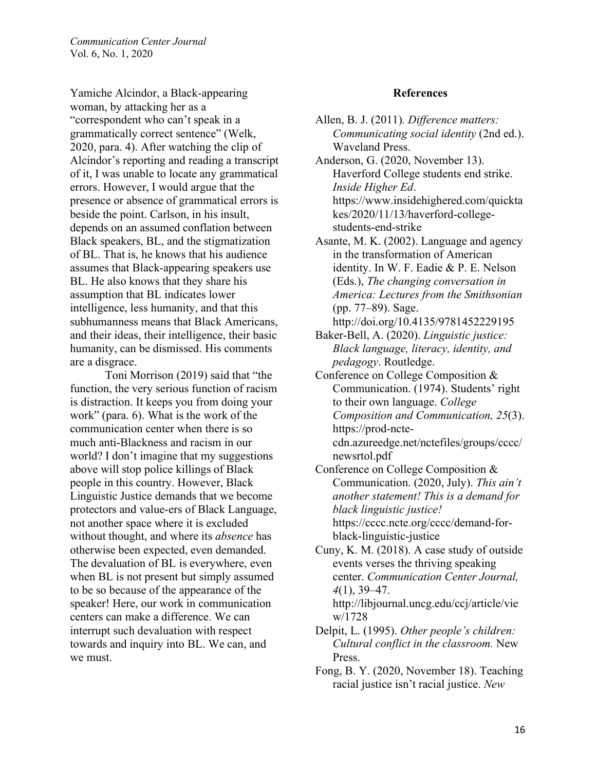Yamiche Alcindor, a Black-appearing woman, by attacking her as a "correspondent who can't speak in a grammatically correct sentence" (Welk, 2020, para. 4). After watching the clip of Alcindor's reporting and reading a transcript of it, I was unable to locate any grammatical errors. However, I would argue that the presence or absence of grammatical errors is beside the point. Carlson, in his insult, depends on an assumed conflation between Black speakers, BL, and the stigmatization of BL. That is, he knows that his audience assumes that Black-appearing speakers use BL. He also knows that they share his assumption that BL indicates lower intelligence, less humanity, and that this subhumanness means that Black Americans, and their ideas, their intelligence, their basic humanity, can be dismissed. His comments are a disgrace.

Toni Morrison (2019) said that "the function, the very serious function of racism is distraction. It keeps you from doing your work" (para. 6). What is the work of the communication center when there is so much anti-Blackness and racism in our world? I don't imagine that my suggestions above will stop police killings of Black people in this country. However, Black Linguistic Justice demands that we become protectors and value-ers of Black Language, not another space where it is excluded without thought, and where its *absence* has otherwise been expected, even demanded. The devaluation of BL is everywhere, even when BL is not present but simply assumed to be so because of the appearance of the speaker! Here, our work in communication centers can make a difference. We can interrupt such devaluation with respect towards and inquiry into BL. We can, and we must.

## References

Allen, B. J. (2011). *Difference matters: Communicating social identity* (2nd ed.). Waveland Press.

Anderson, G. (2020, November 13). Haverford College students end strike. *Inside Higher Ed*. https://www.insidehighered.com/quicktakes/2020/11/13/haverford-college-students-end-strike

Asante, M. K. (2002). Language and agency in the transformation of American identity. In W. F. Eadie & P. E. Nelson (Eds.), *The changing conversation in America: Lectures from the Smithsonian* (pp. 77–89). Sage. http://doi.org/10.4135/9781452229195

Baker-Bell, A. (2020). *Linguistic justice: Black language, literacy, identity, and pedagogy*. Routledge.

Conference on College Composition & Communication. (1974). Students' right to their own language. *College Composition and Communication, 25*(3). https://prod-ncte-cdn.azureedge.net/nctefiles/groups/cccc/newsrtol.pdf

Conference on College Composition & Communication. (2020, July). *This ain't another statement! This is a demand for black linguistic justice!* https://cccc.ncte.org/cccc/demand-for-black-linguistic-justice

Cuny, K. M. (2018). A case study of outside events verses the thriving speaking center. *Communication Center Journal, 4*(1), 39–47. http://libjournal.uncg.edu/ccj/article/view/1728

Delpit, L. (1995). *Other people's children: Cultural conflict in the classroom.* New Press.

Fong, B. Y. (2020, November 18). Teaching racial justice isn't racial justice. *New*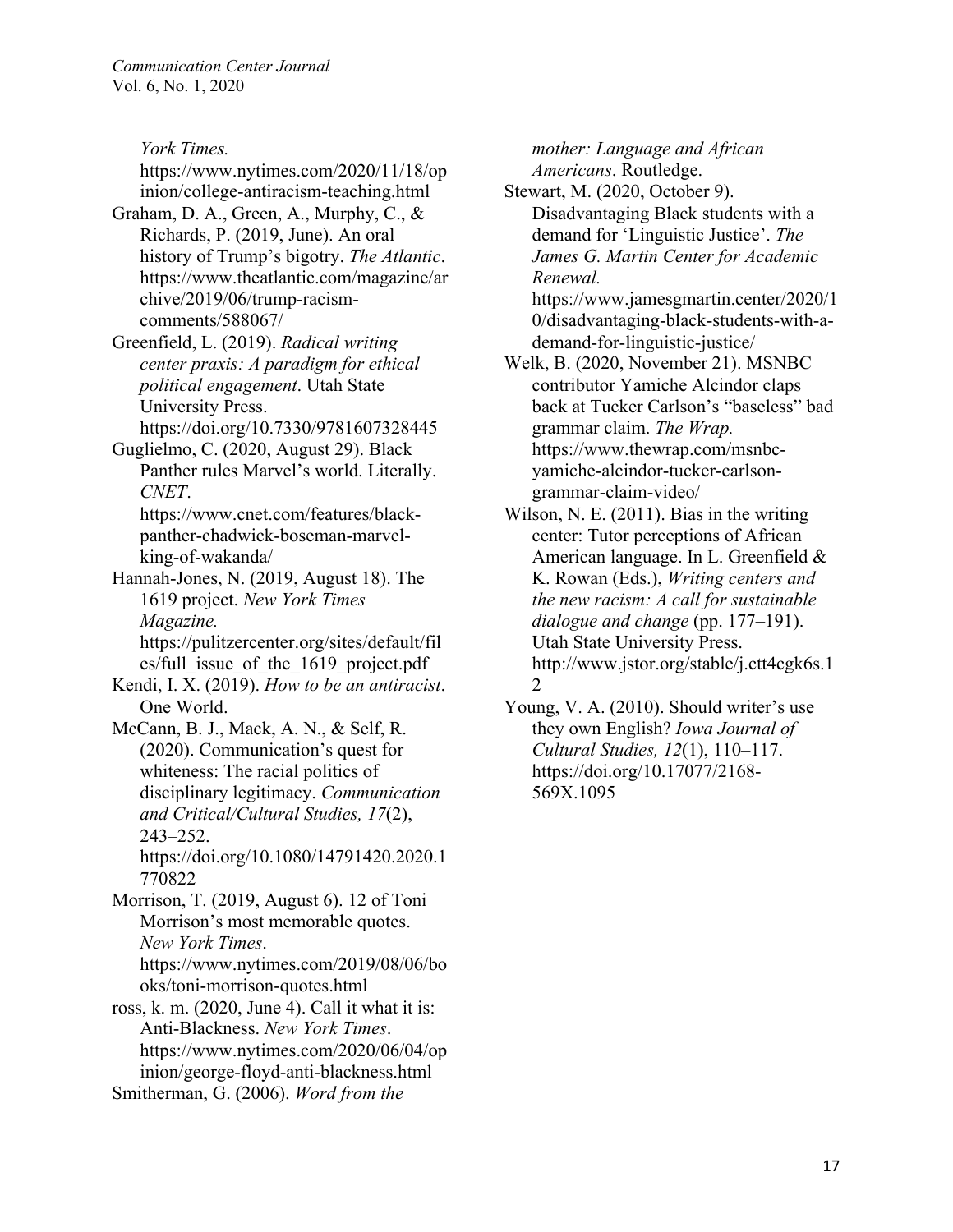*York Times.* https://www.nytimes.com/2020/11/18/opinion/college-antiracism-teaching.html

Graham, D. A., Green, A., Murphy, C., & Richards, P. (2019, June). An oral history of Trump's bigotry. *The Atlantic*. https://www.theatlantic.com/magazine/archive/2019/06/trump-racism-comments/588067/

Greenfield, L. (2019). *Radical writing center praxis: A paradigm for ethical political engagement*. Utah State University Press. https://doi.org/10.7330/9781607328445

Guglielmo, C. (2020, August 29). Black Panther rules Marvel's world. Literally. *CNET*. https://www.cnet.com/features/black-panther-chadwick-boseman-marvel-king-of-wakanda/

Hannah-Jones, N. (2019, August 18). The 1619 project. *New York Times Magazine.* https://pulitzercenter.org/sites/default/files/full_issue_of_the_1619_project.pdf

Kendi, I. X. (2019). *How to be an antiracist*. One World.

McCann, B. J., Mack, A. N., & Self, R. (2020). Communication's quest for whiteness: The racial politics of disciplinary legitimacy. *Communication and Critical/Cultural Studies, 17*(2), 243–252. https://doi.org/10.1080/14791420.2020.1770822

Morrison, T. (2019, August 6). 12 of Toni Morrison's most memorable quotes. *New York Times*. https://www.nytimes.com/2019/08/06/books/toni-morrison-quotes.html

ross, k. m. (2020, June 4). Call it what it is: Anti-Blackness. *New York Times*. https://www.nytimes.com/2020/06/04/opinion/george-floyd-anti-blackness.html

Smitherman, G. (2006). *Word from the mother: Language and African Americans*. Routledge.

Stewart, M. (2020, October 9). Disadvantaging Black students with a demand for 'Linguistic Justice'. *The James G. Martin Center for Academic Renewal.* https://www.jamesgmartin.center/2020/10/disadvantaging-black-students-with-a-demand-for-linguistic-justice/

Welk, B. (2020, November 21). MSNBC contributor Yamiche Alcindor claps back at Tucker Carlson's "baseless" bad grammar claim. *The Wrap.* https://www.thewrap.com/msnbc-yamiche-alcindor-tucker-carlson-grammar-claim-video/

Wilson, N. E. (2011). Bias in the writing center: Tutor perceptions of African American language. In L. Greenfield & K. Rowan (Eds.), *Writing centers and the new racism: A call for sustainable dialogue and change* (pp. 177–191). Utah State University Press. http://www.jstor.org/stable/j.ctt4cgk6s.12

Young, V. A. (2010). Should writer's use they own English? *Iowa Journal of Cultural Studies, 12*(1), 110–117. https://doi.org/10.17077/2168-569X.1095